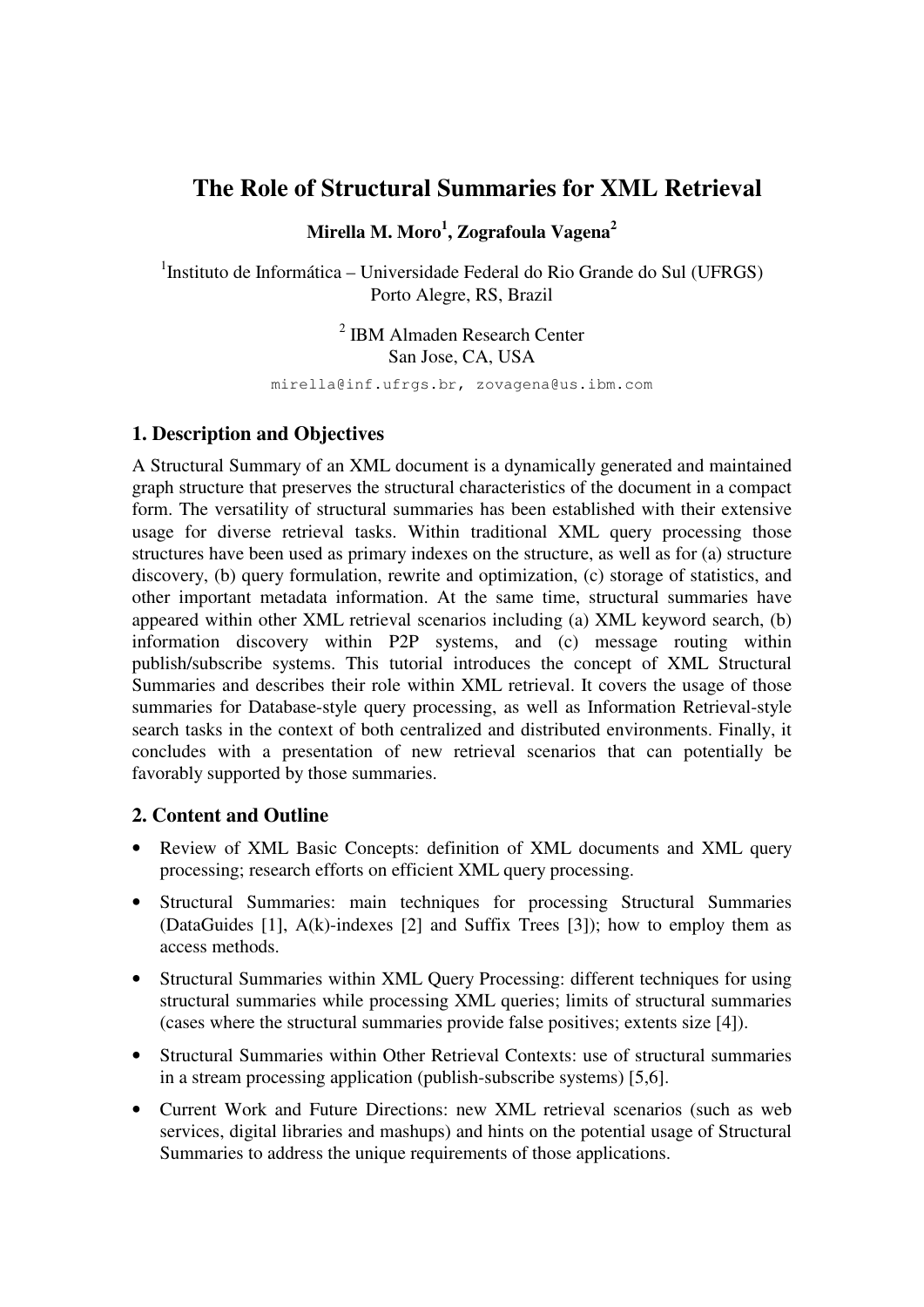# The Role of Structural Summaries for XML Retrieval

**Mirella M. Moro[1], Zografoula Vagena[2]**

[1]Instituto de Informática – Universidade Federal do Rio Grande do Sul (UFRGS)
Porto Alegre, RS, Brazil

[2] IBM Almaden Research Center
San Jose, CA, USA

mirella@inf.ufrgs.br, zovagena@us.ibm.com

## 1. Description and Objectives

A Structural Summary of an XML document is a dynamically generated and maintained graph structure that preserves the structural characteristics of the document in a compact form. The versatility of structural summaries has been established with their extensive usage for diverse retrieval tasks. Within traditional XML query processing those structures have been used as primary indexes on the structure, as well as for (a) structure discovery, (b) query formulation, rewrite and optimization, (c) storage of statistics, and other important metadata information. At the same time, structural summaries have appeared within other XML retrieval scenarios including (a) XML keyword search, (b) information discovery within P2P systems, and (c) message routing within publish/subscribe systems. This tutorial introduces the concept of XML Structural Summaries and describes their role within XML retrieval. It covers the usage of those summaries for Database-style query processing, as well as Information Retrieval-style search tasks in the context of both centralized and distributed environments. Finally, it concludes with a presentation of new retrieval scenarios that can potentially be favorably supported by those summaries.

## 2. Content and Outline

- Review of XML Basic Concepts: definition of XML documents and XML query processing; research efforts on efficient XML query processing.
- Structural Summaries: main techniques for processing Structural Summaries (DataGuides [1], A(k)-indexes [2] and Suffix Trees [3]); how to employ them as access methods.
- Structural Summaries within XML Query Processing: different techniques for using structural summaries while processing XML queries; limits of structural summaries (cases where the structural summaries provide false positives; extents size [4]).
- Structural Summaries within Other Retrieval Contexts: use of structural summaries in a stream processing application (publish-subscribe systems) [5,6].
- Current Work and Future Directions: new XML retrieval scenarios (such as web services, digital libraries and mashups) and hints on the potential usage of Structural Summaries to address the unique requirements of those applications.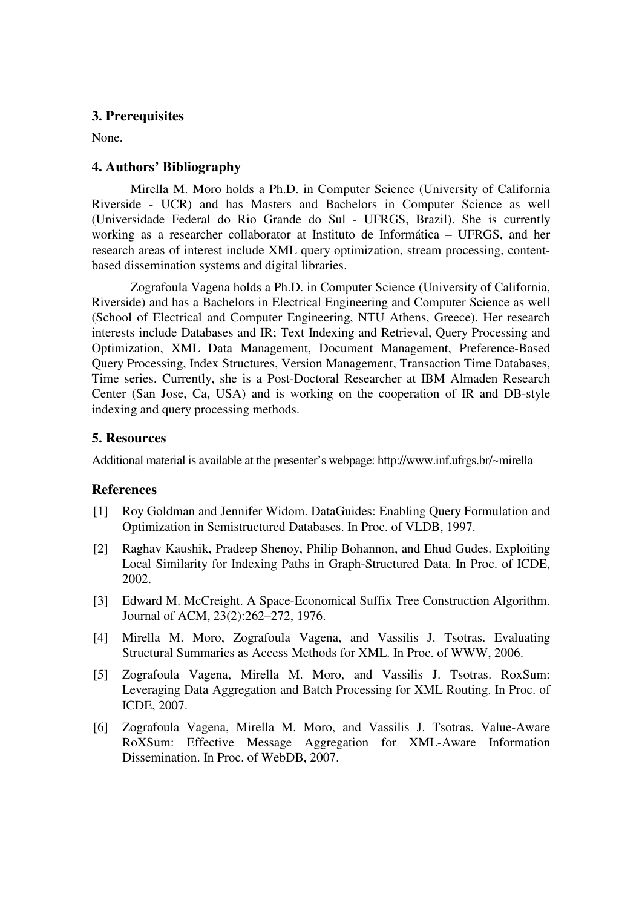## 3. Prerequisites

None.

## 4. Authors' Bibliography

Mirella M. Moro holds a Ph.D. in Computer Science (University of California Riverside - UCR) and has Masters and Bachelors in Computer Science as well (Universidade Federal do Rio Grande do Sul - UFRGS, Brazil). She is currently working as a researcher collaborator at Instituto de Informática – UFRGS, and her research areas of interest include XML query optimization, stream processing, content-based dissemination systems and digital libraries.

Zografoula Vagena holds a Ph.D. in Computer Science (University of California, Riverside) and has a Bachelors in Electrical Engineering and Computer Science as well (School of Electrical and Computer Engineering, NTU Athens, Greece). Her research interests include Databases and IR; Text Indexing and Retrieval, Query Processing and Optimization, XML Data Management, Document Management, Preference-Based Query Processing, Index Structures, Version Management, Transaction Time Databases, Time series. Currently, she is a Post-Doctoral Researcher at IBM Almaden Research Center (San Jose, Ca, USA) and is working on the cooperation of IR and DB-style indexing and query processing methods.

## 5. Resources

Additional material is available at the presenter's webpage: http://www.inf.ufrgs.br/~mirella

## References

[1] Roy Goldman and Jennifer Widom. DataGuides: Enabling Query Formulation and Optimization in Semistructured Databases. In Proc. of VLDB, 1997.

[2] Raghav Kaushik, Pradeep Shenoy, Philip Bohannon, and Ehud Gudes. Exploiting Local Similarity for Indexing Paths in Graph-Structured Data. In Proc. of ICDE, 2002.

[3] Edward M. McCreight. A Space-Economical Suffix Tree Construction Algorithm. Journal of ACM, 23(2):262–272, 1976.

[4] Mirella M. Moro, Zografoula Vagena, and Vassilis J. Tsotras. Evaluating Structural Summaries as Access Methods for XML. In Proc. of WWW, 2006.

[5] Zografoula Vagena, Mirella M. Moro, and Vassilis J. Tsotras. RoxSum: Leveraging Data Aggregation and Batch Processing for XML Routing. In Proc. of ICDE, 2007.

[6] Zografoula Vagena, Mirella M. Moro, and Vassilis J. Tsotras. Value-Aware RoXSum: Effective Message Aggregation for XML-Aware Information Dissemination. In Proc. of WebDB, 2007.